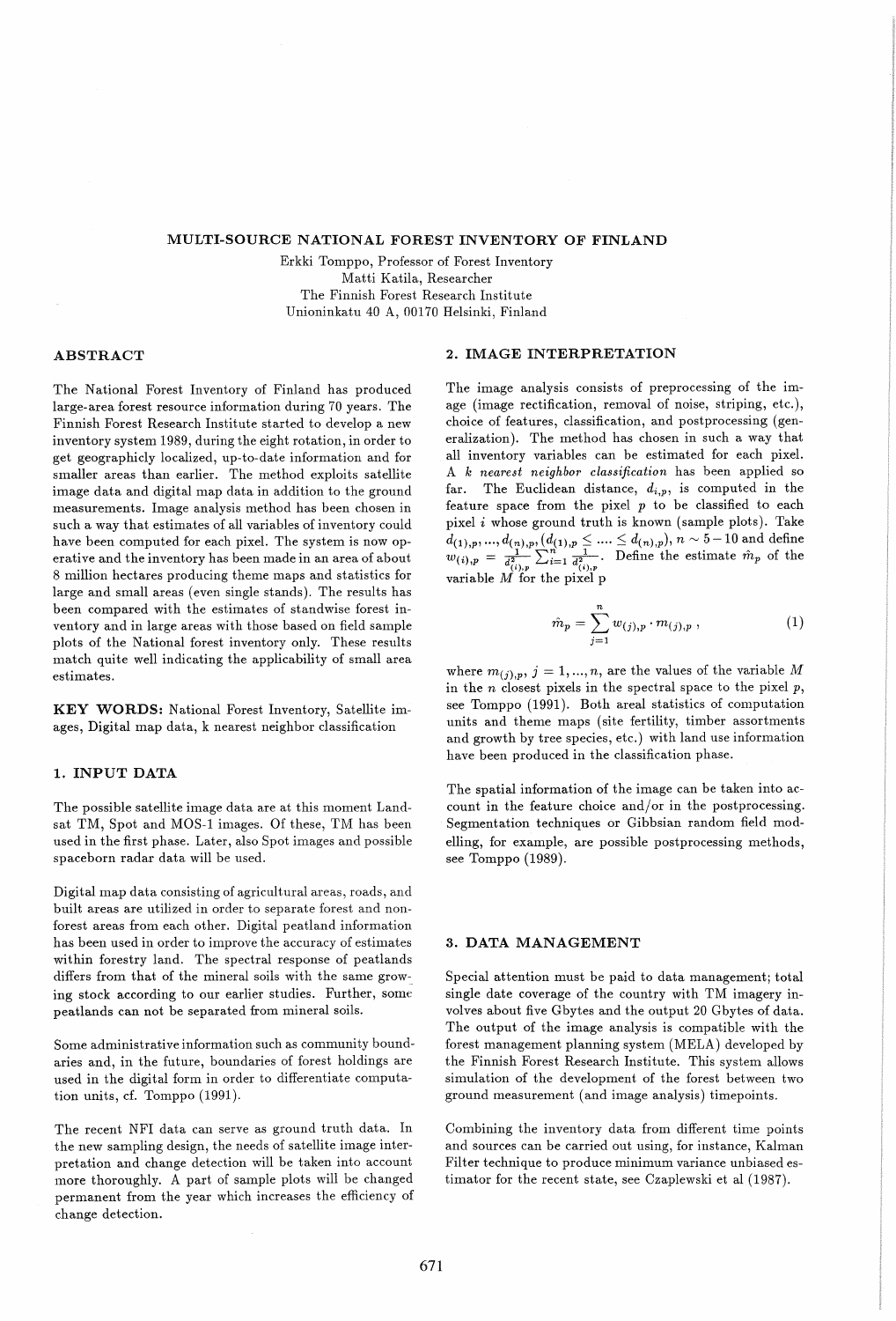# MULTI-SOURCE NATIONAL FOREST INVENTORY OF FINLAND

Erkki Tomppo, Professor of Forest Inventory
Matti Katila, Researcher
The Finnish Forest Research Institute
Unioninkatu 40 A, 00170 Helsinki, Finland

## ABSTRACT

The National Forest Inventory of Finland has produced large-area forest resource information during 70 years. The Finnish Forest Research Institute started to develop a new inventory system 1989, during the eight rotation, in order to get geographicly localized, up-to-date information and for smaller areas than earlier. The method exploits satellite image data and digital map data in addition to the ground measurements. Image analysis method has been chosen in such a way that estimates of all variables of inventory could have been computed for each pixel. The system is now operative and the inventory has been made in an area of about 8 million hectares producing theme maps and statistics for large and small areas (even single stands). The results has been compared with the estimates of standwise forest inventory and in large areas with those based on field sample plots of the National forest inventory only. These results match quite well indicating the applicability of small area estimates.

**KEY WORDS:** National Forest Inventory, Satellite images, Digital map data, k nearest neighbor classification

## 1. INPUT DATA

The possible satellite image data are at this moment Landsat TM, Spot and MOS-1 images. Of these, TM has been used in the first phase. Later, also Spot images and possible spaceborn radar data will be used.

Digital map data consisting of agricultural areas, roads, and built areas are utilized in order to separate forest and non-forest areas from each other. Digital peatland information has been used in order to improve the accuracy of estimates within forestry land. The spectral response of peatlands differs from that of the mineral soils with the same growing stock according to our earlier studies. Further, some peatlands can not be separated from mineral soils.

Some administrative information such as community boundaries and, in the future, boundaries of forest holdings are used in the digital form in order to differentiate computation units, cf. Tomppo (1991).

The recent NFI data can serve as ground truth data. In the new sampling design, the needs of satellite image interpretation and change detection will be taken into account more thoroughly. A part of sample plots will be changed permanent from the year which increases the efficiency of change detection.

## 2. IMAGE INTERPRETATION

The image analysis consists of preprocessing of the image (image rectification, removal of noise, striping, etc.), choice of features, classification, and postprocessing (generalization). The method has chosen in such a way that all inventory variables can be estimated for each pixel. A *k nearest neighbor classification* has been applied so far. The Euclidean distance, $d_{i,p}$, is computed in the feature space from the pixel $p$ to be classified to each pixel $i$ whose ground truth is known (sample plots). Take $d_{(1),p}, ..., d_{(n),p}, (d_{(1),p} \leq .... \leq d_{(n),p})$, $n \sim 5-10$ and define $w_{(i),p} = \frac{1}{d^2_{(i),p}} \Big/ \sum_{i=1}^{n} \frac{1}{d^2_{(i),p}}$. Define the estimate $\hat{m}_p$ of the variable $M$ for the pixel p

$$\hat{m}_p = \sum_{j=1}^{n} w_{(j),p} \cdot m_{(j),p}\,, \tag{1}$$

where $m_{(j),p}$, $j = 1, ..., n$, are the values of the variable $M$ in the $n$ closest pixels in the spectral space to the pixel $p$, see Tomppo (1991). Both areal statistics of computation units and theme maps (site fertility, timber assortments and growth by tree species, etc.) with land use information have been produced in the classification phase.

The spatial information of the image can be taken into account in the feature choice and/or in the postprocessing. Segmentation techniques or Gibbsian random field modelling, for example, are possible postprocessing methods, see Tomppo (1989).

## 3. DATA MANAGEMENT

Special attention must be paid to data management; total single date coverage of the country with TM imagery involves about five Gbytes and the output 20 Gbytes of data. The output of the image analysis is compatible with the forest management planning system (MELA) developed by the Finnish Forest Research Institute. This system allows simulation of the development of the forest between two ground measurement (and image analysis) timepoints.

Combining the inventory data from different time points and sources can be carried out using, for instance, Kalman Filter technique to produce minimum variance unbiased estimator for the recent state, see Czaplewski et al (1987).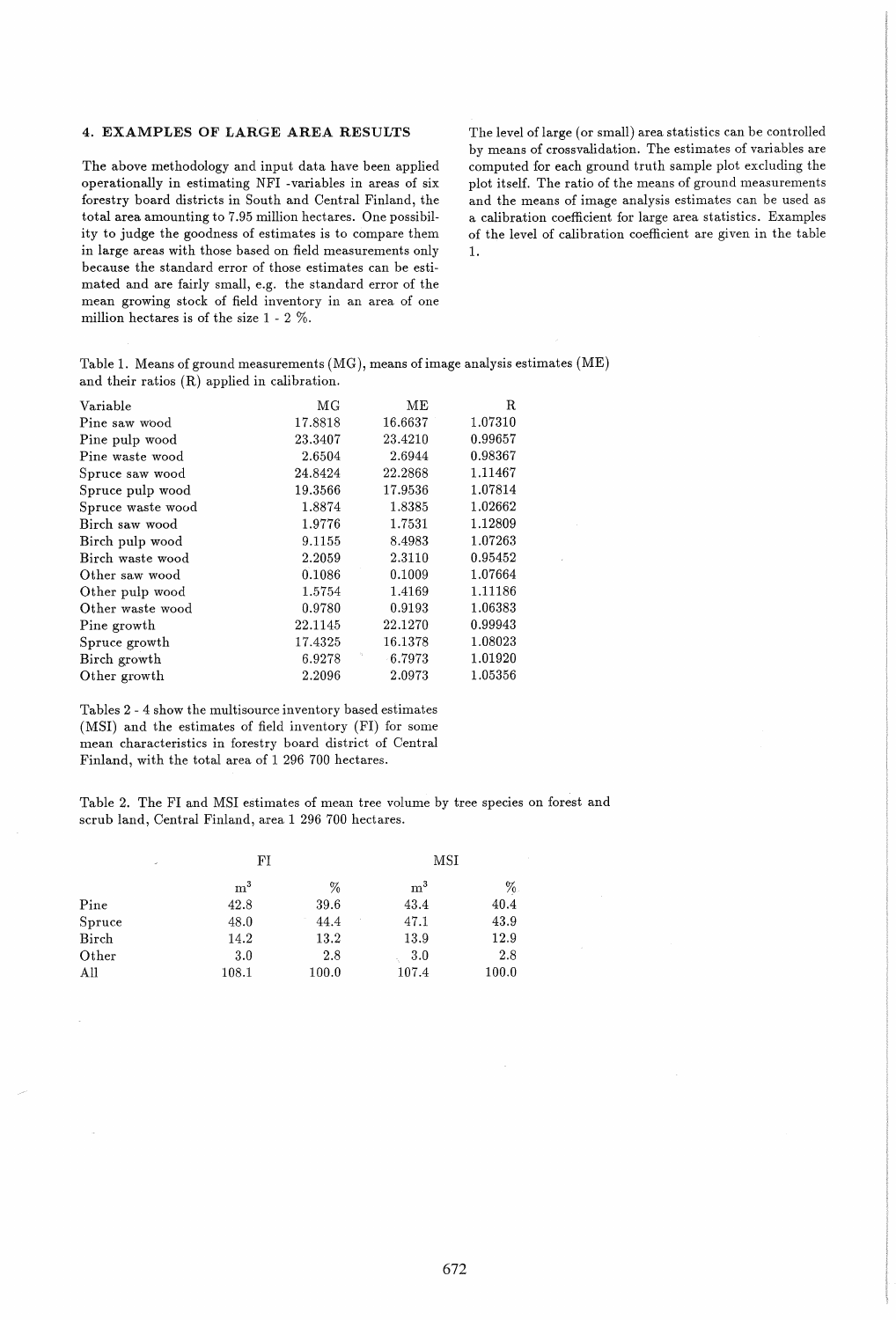## 4. EXAMPLES OF LARGE AREA RESULTS

The above methodology and input data have been applied operationally in estimating NFI -variables in areas of six forestry board districts in South and Central Finland, the total area amounting to 7.95 million hectares. One possibility to judge the goodness of estimates is to compare them in large areas with those based on field measurements only because the standard error of those estimates can be estimated and are fairly small, e.g. the standard error of the mean growing stock of field inventory in an area of one million hectares is of the size 1 - 2 %.

The level of large (or small) area statistics can be controlled by means of crossvalidation. The estimates of variables are computed for each ground truth sample plot excluding the plot itself. The ratio of the means of ground measurements and the means of image analysis estimates can be used as a calibration coefficient for large area statistics. Examples of the level of calibration coefficient are given in the table 1.

Table 1. Means of ground measurements (MG), means of image analysis estimates (ME) and their ratios (R) applied in calibration.

| Variable | MG | ME | R |
|---|---|---|---|
| Pine saw wood | 17.8818 | 16.6637 | 1.07310 |
| Pine pulp wood | 23.3407 | 23.4210 | 0.99657 |
| Pine waste wood | 2.6504 | 2.6944 | 0.98367 |
| Spruce saw wood | 24.8424 | 22.2868 | 1.11467 |
| Spruce pulp wood | 19.3566 | 17.9536 | 1.07814 |
| Spruce waste wood | 1.8874 | 1.8385 | 1.02662 |
| Birch saw wood | 1.9776 | 1.7531 | 1.12809 |
| Birch pulp wood | 9.1155 | 8.4983 | 1.07263 |
| Birch waste wood | 2.2059 | 2.3110 | 0.95452 |
| Other saw wood | 0.1086 | 0.1009 | 1.07664 |
| Other pulp wood | 1.5754 | 1.4169 | 1.11186 |
| Other waste wood | 0.9780 | 0.9193 | 1.06383 |
| Pine growth | 22.1145 | 22.1270 | 0.99943 |
| Spruce growth | 17.4325 | 16.1378 | 1.08023 |
| Birch growth | 6.9278 | 6.7973 | 1.01920 |
| Other growth | 2.2096 | 2.0973 | 1.05356 |

Tables 2 - 4 show the multisource inventory based estimates (MSI) and the estimates of field inventory (FI) for some mean characteristics in forestry board district of Central Finland, with the total area of 1 296 700 hectares.

Table 2. The FI and MSI estimates of mean tree volume by tree species on forest and scrub land, Central Finland, area 1 296 700 hectares.

| | FI | | MSI | |
|---|---|---|---|---|
| | $m^3$ | % | $m^3$ | % |
| Pine | 42.8 | 39.6 | 43.4 | 40.4 |
| Spruce | 48.0 | 44.4 | 47.1 | 43.9 |
| Birch | 14.2 | 13.2 | 13.9 | 12.9 |
| Other | 3.0 | 2.8 | 3.0 | 2.8 |
| All | 108.1 | 100.0 | 107.4 | 100.0 |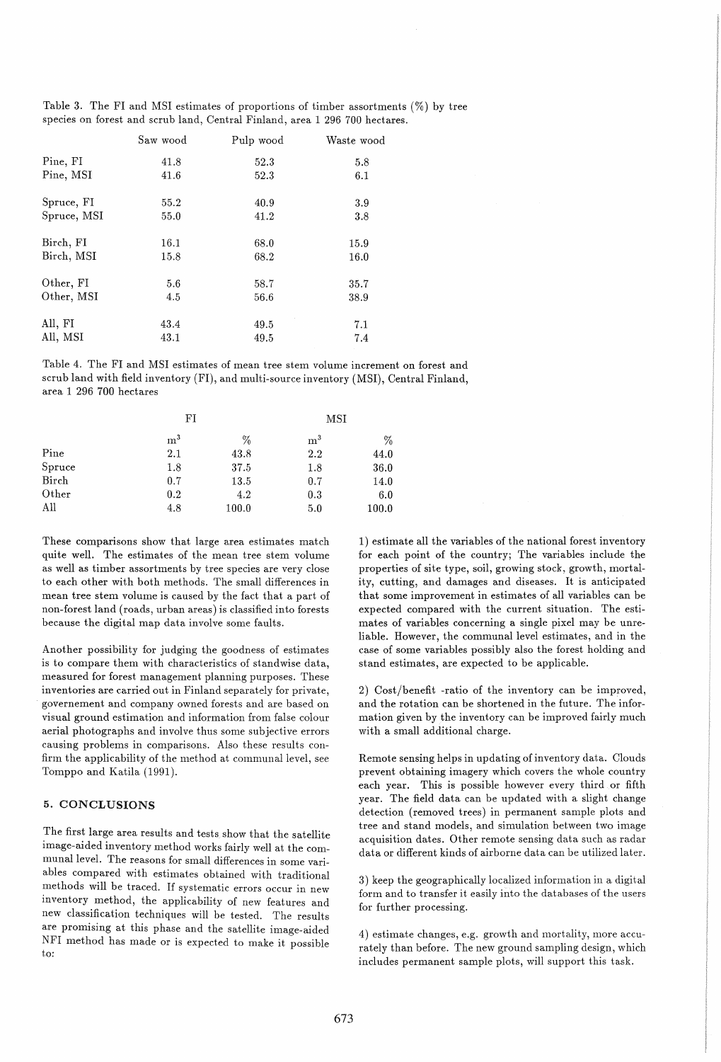Table 3. The FI and MSI estimates of proportions of timber assortments (%) by tree species on forest and scrub land, Central Finland, area 1 296 700 hectares.

| | Saw wood | Pulp wood | Waste wood |
|---|---|---|---|
| Pine, FI | 41.8 | 52.3 | 5.8 |
| Pine, MSI | 41.6 | 52.3 | 6.1 |
| Spruce, FI | 55.2 | 40.9 | 3.9 |
| Spruce, MSI | 55.0 | 41.2 | 3.8 |
| Birch, FI | 16.1 | 68.0 | 15.9 |
| Birch, MSI | 15.8 | 68.2 | 16.0 |
| Other, FI | 5.6 | 58.7 | 35.7 |
| Other, MSI | 4.5 | 56.6 | 38.9 |
| All, FI | 43.4 | 49.5 | 7.1 |
| All, MSI | 43.1 | 49.5 | 7.4 |

Table 4. The FI and MSI estimates of mean tree stem volume increment on forest and scrub land with field inventory (FI), and multi-source inventory (MSI), Central Finland, area 1 296 700 hectares

| | FI | | MSI | |
|---|---|---|---|---|
| | $m^3$ | % | $m^3$ | % |
| Pine | 2.1 | 43.8 | 2.2 | 44.0 |
| Spruce | 1.8 | 37.5 | 1.8 | 36.0 |
| Birch | 0.7 | 13.5 | 0.7 | 14.0 |
| Other | 0.2 | 4.2 | 0.3 | 6.0 |
| All | 4.8 | 100.0 | 5.0 | 100.0 |

These comparisons show that large area estimates match quite well. The estimates of the mean tree stem volume as well as timber assortments by tree species are very close to each other with both methods. The small differences in mean tree stem volume is caused by the fact that a part of non-forest land (roads, urban areas) is classified into forests because the digital map data involve some faults.

Another possibility for judging the goodness of estimates is to compare them with characteristics of standwise data, measured for forest management planning purposes. These inventories are carried out in Finland separately for private, governement and company owned forests and are based on visual ground estimation and information from false colour aerial photographs and involve thus some subjective errors causing problems in comparisons. Also these results confirm the applicability of the method at communal level, see Tomppo and Katila (1991).

## 5. CONCLUSIONS

The first large area results and tests show that the satellite image-aided inventory method works fairly well at the communal level. The reasons for small differences in some variables compared with estimates obtained with traditional methods will be traced. If systematic errors occur in new inventory method, the applicability of new features and new classification techniques will be tested. The results are promising at this phase and the satellite image-aided NFI method has made or is expected to make it possible to:

1) estimate all the variables of the national forest inventory for each point of the country; The variables include the properties of site type, soil, growing stock, growth, mortality, cutting, and damages and diseases. It is anticipated that some improvement in estimates of all variables can be expected compared with the current situation. The estimates of variables concerning a single pixel may be unreliable. However, the communal level estimates, and in the case of some variables possibly also the forest holding and stand estimates, are expected to be applicable.

2) Cost/benefit -ratio of the inventory can be improved, and the rotation can be shortened in the future. The information given by the inventory can be improved fairly much with a small additional charge.

Remote sensing helps in updating of inventory data. Clouds prevent obtaining imagery which covers the whole country each year. This is possible however every third or fifth year. The field data can be updated with a slight change detection (removed trees) in permanent sample plots and tree and stand models, and simulation between two image acquisition dates. Other remote sensing data such as radar data or different kinds of airborne data can be utilized later.

3) keep the geographically localized information in a digital form and to transfer it easily into the databases of the users for further processing.

4) estimate changes, e.g. growth and mortality, more accurately than before. The new ground sampling design, which includes permanent sample plots, will support this task.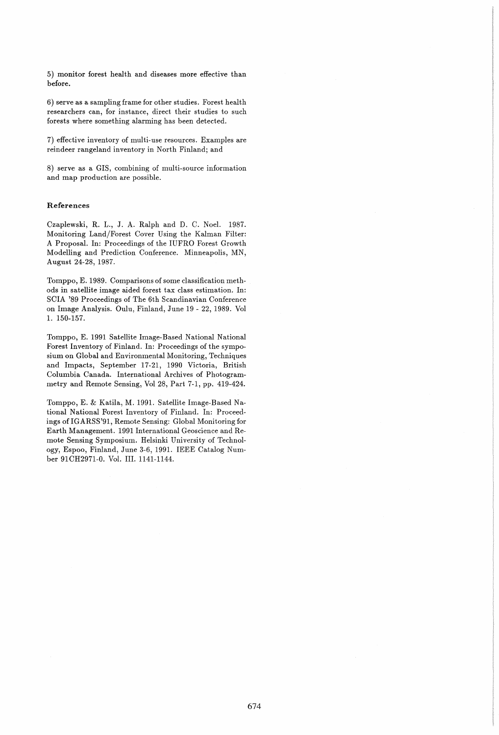5) monitor forest health and diseases more effective than before.

6) serve as a sampling frame for other studies. Forest health researchers can, for instance, direct their studies to such forests where something alarming has been detected.

7) effective inventory of multi-use resources. Examples are reindeer rangeland inventory in North Finland; and

8) serve as a GIS, combining of multi-source information and map production are possible.

### References

Czaplewski, R. L., J. A. Ralph and D. C. Noel. 1987. Monitoring Land/Forest Cover Using the Kalman Filter: A Proposal. In: Proceedings of the IUFRO Forest Growth Modelling and Prediction Conference. Minneapolis, MN, August 24-28, 1987.

Tomppo, E. 1989. Comparisons of some classification methods in satellite image aided forest tax class estimation. In: SCIA '89 Proceedings of The 6th Scandinavian Conference on Image Analysis. Oulu, Finland, June 19 - 22, 1989. Vol 1. 150-157.

Tomppo, E. 1991 Satellite Image-Based National National Forest Inventory of Finland. In: Proceedings of the symposium on Global and Environmental Monitoring, Techniques and Impacts, September 17-21, 1990 Victoria, British Columbia Canada. International Archives of Photogrammetry and Remote Sensing, Vol 28, Part 7-1, pp. 419-424.

Tomppo, E. & Katila, M. 1991. Satellite Image-Based National National Forest Inventory of Finland. In: Proceedings of IGARSS'91, Remote Sensing: Global Monitoring for Earth Management. 1991 International Geoscience and Remote Sensing Symposium. Helsinki University of Technology, Espoo, Finland, June 3-6, 1991. IEEE Catalog Number 91CH2971-0. Vol. III. 1141-1144.